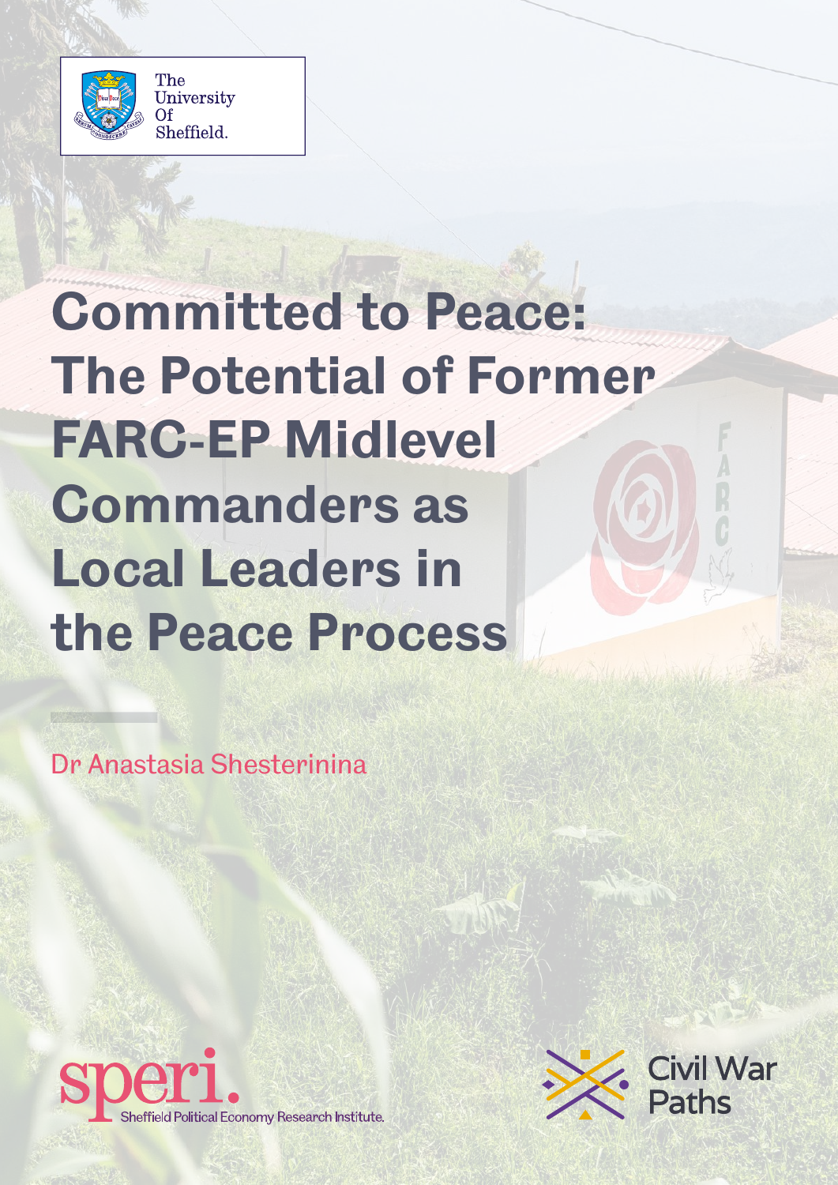The University Of Sheffield.

# Committed to Peace: The Potential of Former FARC-EP Midlevel Commanders as Local Leaders in the Peace Process

Dr Anastasia Shesterinina

speri. Sheffield Political Economy Research Institute.

Civil War Paths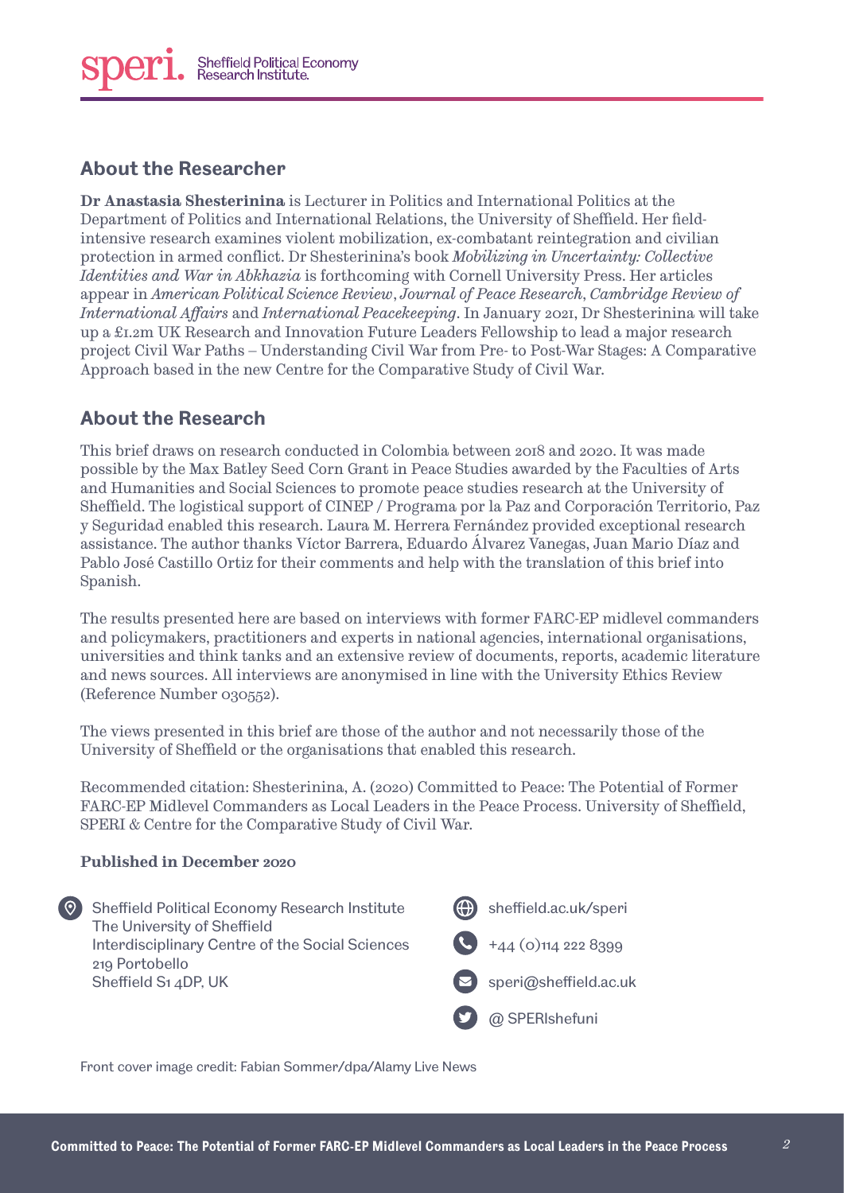## About the Researcher

**Dr Anastasia Shesterinina** is Lecturer in Politics and International Politics at the Department of Politics and International Relations, the University of Sheffield. Her field-intensive research examines violent mobilization, ex-combatant reintegration and civilian protection in armed conflict. Dr Shesterinina's book *Mobilizing in Uncertainty: Collective Identities and War in Abkhazia* is forthcoming with Cornell University Press. Her articles appear in *American Political Science Review*, *Journal of Peace Research*, *Cambridge Review of International Affairs* and *International Peacekeeping*. In January 2021, Dr Shesterinina will take up a £1.2m UK Research and Innovation Future Leaders Fellowship to lead a major research project Civil War Paths – Understanding Civil War from Pre- to Post-War Stages: A Comparative Approach based in the new Centre for the Comparative Study of Civil War.

## About the Research

This brief draws on research conducted in Colombia between 2018 and 2020. It was made possible by the Max Batley Seed Corn Grant in Peace Studies awarded by the Faculties of Arts and Humanities and Social Sciences to promote peace studies research at the University of Sheffield. The logistical support of CINEP / Programa por la Paz and Corporación Territorio, Paz y Seguridad enabled this research. Laura M. Herrera Fernández provided exceptional research assistance. The author thanks Víctor Barrera, Eduardo Álvarez Vanegas, Juan Mario Díaz and Pablo José Castillo Ortiz for their comments and help with the translation of this brief into Spanish.

The results presented here are based on interviews with former FARC-EP midlevel commanders and policymakers, practitioners and experts in national agencies, international organisations, universities and think tanks and an extensive review of documents, reports, academic literature and news sources. All interviews are anonymised in line with the University Ethics Review (Reference Number 030552).

The views presented in this brief are those of the author and not necessarily those of the University of Sheffield or the organisations that enabled this research.

Recommended citation: Shesterinina, A. (2020) Committed to Peace: The Potential of Former FARC-EP Midlevel Commanders as Local Leaders in the Peace Process. University of Sheffield, SPERI & Centre for the Comparative Study of Civil War.

**Published in December 2020**

Sheffield Political Economy Research Institute
The University of Sheffield
Interdisciplinary Centre of the Social Sciences
219 Portobello
Sheffield S1 4DP, UK

sheffield.ac.uk/speri
+44 (0)114 222 8399
speri@sheffield.ac.uk
@ SPERIshefuni

Front cover image credit: Fabian Sommer/dpa/Alamy Live News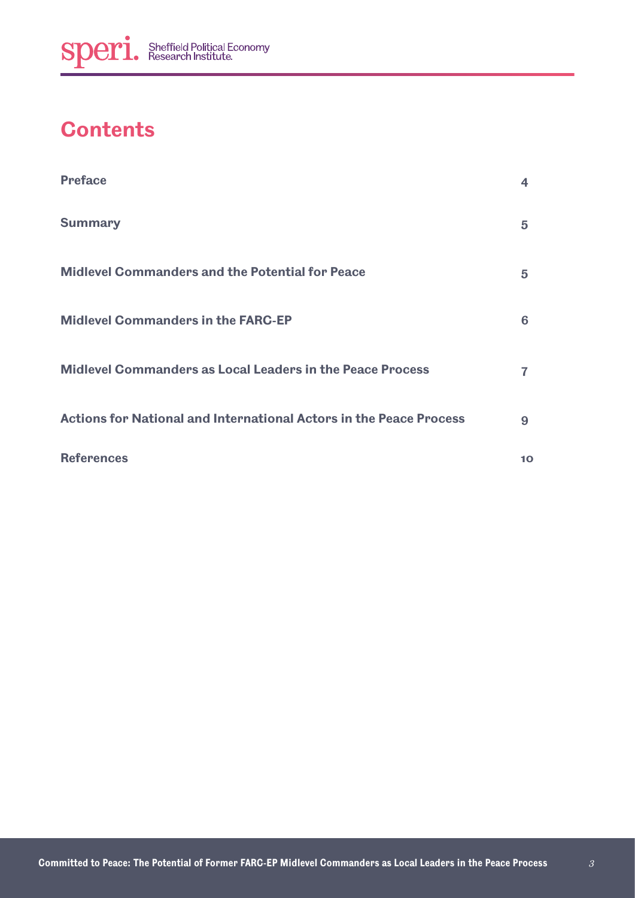# Contents

| | |
|---|---|
| **Preface** | 4 |
| **Summary** | 5 |
| **Midlevel Commanders and the Potential for Peace** | 5 |
| **Midlevel Commanders in the FARC-EP** | 6 |
| **Midlevel Commanders as Local Leaders in the Peace Process** | 7 |
| **Actions for National and International Actors in the Peace Process** | 9 |
| **References** | 10 |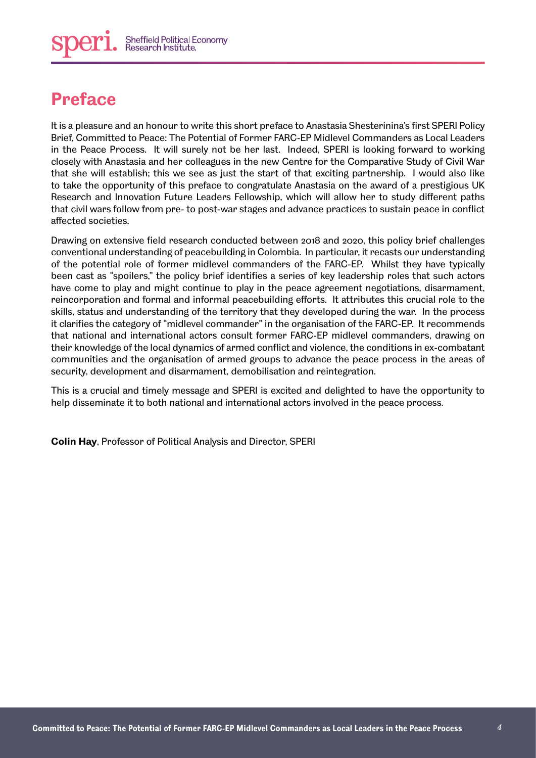# Preface

It is a pleasure and an honour to write this short preface to Anastasia Shesterinina's first SPERI Policy Brief, Committed to Peace: The Potential of Former FARC-EP Midlevel Commanders as Local Leaders in the Peace Process. It will surely not be her last. Indeed, SPERI is looking forward to working closely with Anastasia and her colleagues in the new Centre for the Comparative Study of Civil War that she will establish; this we see as just the start of that exciting partnership. I would also like to take the opportunity of this preface to congratulate Anastasia on the award of a prestigious UK Research and Innovation Future Leaders Fellowship, which will allow her to study different paths that civil wars follow from pre- to post-war stages and advance practices to sustain peace in conflict affected societies.

Drawing on extensive field research conducted between 2018 and 2020, this policy brief challenges conventional understanding of peacebuilding in Colombia. In particular, it recasts our understanding of the potential role of former midlevel commanders of the FARC-EP. Whilst they have typically been cast as "spoilers," the policy brief identifies a series of key leadership roles that such actors have come to play and might continue to play in the peace agreement negotiations, disarmament, reincorporation and formal and informal peacebuilding efforts. It attributes this crucial role to the skills, status and understanding of the territory that they developed during the war. In the process it clarifies the category of "midlevel commander" in the organisation of the FARC-EP. It recommends that national and international actors consult former FARC-EP midlevel commanders, drawing on their knowledge of the local dynamics of armed conflict and violence, the conditions in ex-combatant communities and the organisation of armed groups to advance the peace process in the areas of security, development and disarmament, demobilisation and reintegration.

This is a crucial and timely message and SPERI is excited and delighted to have the opportunity to help disseminate it to both national and international actors involved in the peace process.

**Colin Hay**, Professor of Political Analysis and Director, SPERI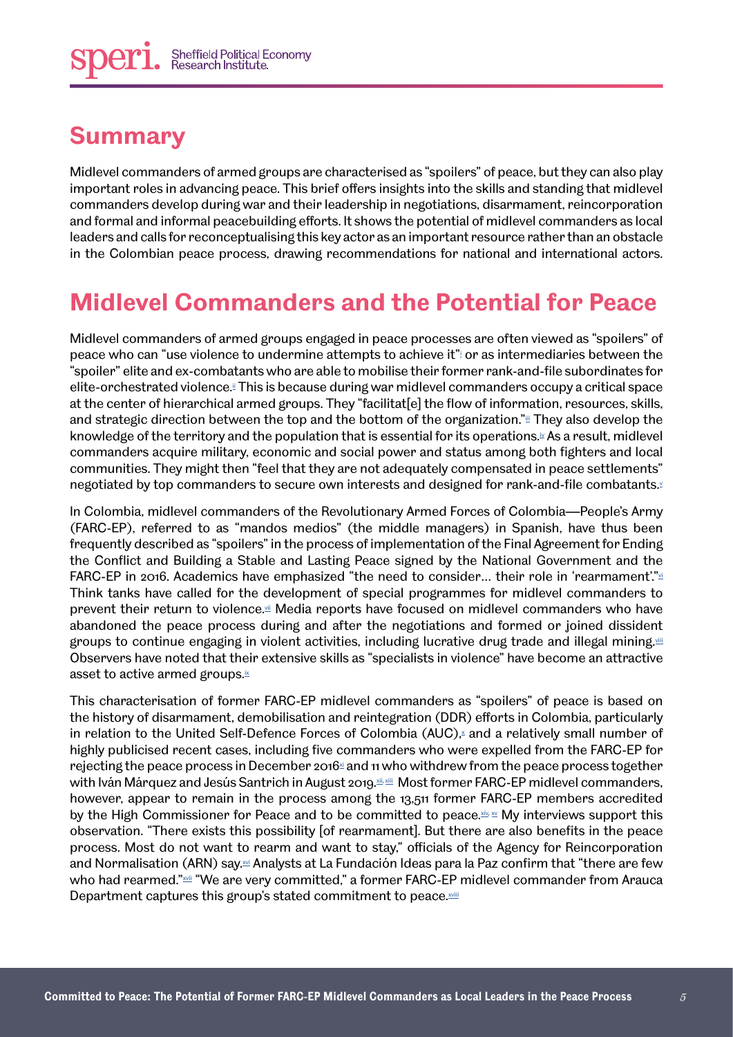## Summary

Midlevel commanders of armed groups are characterised as "spoilers" of peace, but they can also play important roles in advancing peace. This brief offers insights into the skills and standing that midlevel commanders develop during war and their leadership in negotiations, disarmament, reincorporation and formal and informal peacebuilding efforts. It shows the potential of midlevel commanders as local leaders and calls for reconceptualising this key actor as an important resource rather than an obstacle in the Colombian peace process, drawing recommendations for national and international actors.

## Midlevel Commanders and the Potential for Peace

Midlevel commanders of armed groups engaged in peace processes are often viewed as "spoilers" of peace who can "use violence to undermine attempts to achieve it"[i] or as intermediaries between the "spoiler" elite and ex-combatants who are able to mobilise their former rank-and-file subordinates for elite-orchestrated violence.[ii] This is because during war midlevel commanders occupy a critical space at the center of hierarchical armed groups. They "facilitat[e] the flow of information, resources, skills, and strategic direction between the top and the bottom of the organization."[iii] They also develop the knowledge of the territory and the population that is essential for its operations.[iv] As a result, midlevel commanders acquire military, economic and social power and status among both fighters and local communities. They might then "feel that they are not adequately compensated in peace settlements" negotiated by top commanders to secure own interests and designed for rank-and-file combatants.[v]

In Colombia, midlevel commanders of the Revolutionary Armed Forces of Colombia—People's Army (FARC-EP), referred to as "mandos medios" (the middle managers) in Spanish, have thus been frequently described as "spoilers" in the process of implementation of the Final Agreement for Ending the Conflict and Building a Stable and Lasting Peace signed by the National Government and the FARC-EP in 2016. Academics have emphasized "the need to consider… their role in 'rearmament'."[vi] Think tanks have called for the development of special programmes for midlevel commanders to prevent their return to violence.[vii] Media reports have focused on midlevel commanders who have abandoned the peace process during and after the negotiations and formed or joined dissident groups to continue engaging in violent activities, including lucrative drug trade and illegal mining.[viii] Observers have noted that their extensive skills as "specialists in violence" have become an attractive asset to active armed groups.[ix]

This characterisation of former FARC-EP midlevel commanders as "spoilers" of peace is based on the history of disarmament, demobilisation and reintegration (DDR) efforts in Colombia, particularly in relation to the United Self-Defence Forces of Colombia (AUC),[x] and a relatively small number of highly publicised recent cases, including five commanders who were expelled from the FARC-EP for rejecting the peace process in December 2016[xi] and 11 who withdrew from the peace process together with Iván Márquez and Jesús Santrich in August 2019.[xii, xiii] Most former FARC-EP midlevel commanders, however, appear to remain in the process among the 13,511 former FARC-EP members accredited by the High Commissioner for Peace and to be committed to peace.[xiv, xv] My interviews support this observation. "There exists this possibility [of rearmament]. But there are also benefits in the peace process. Most do not want to rearm and want to stay," officials of the Agency for Reincorporation and Normalisation (ARN) say.[xvi] Analysts at La Fundación Ideas para la Paz confirm that "there are few who had rearmed."[xvii] "We are very committed," a former FARC-EP midlevel commander from Arauca Department captures this group's stated commitment to peace.[xviii]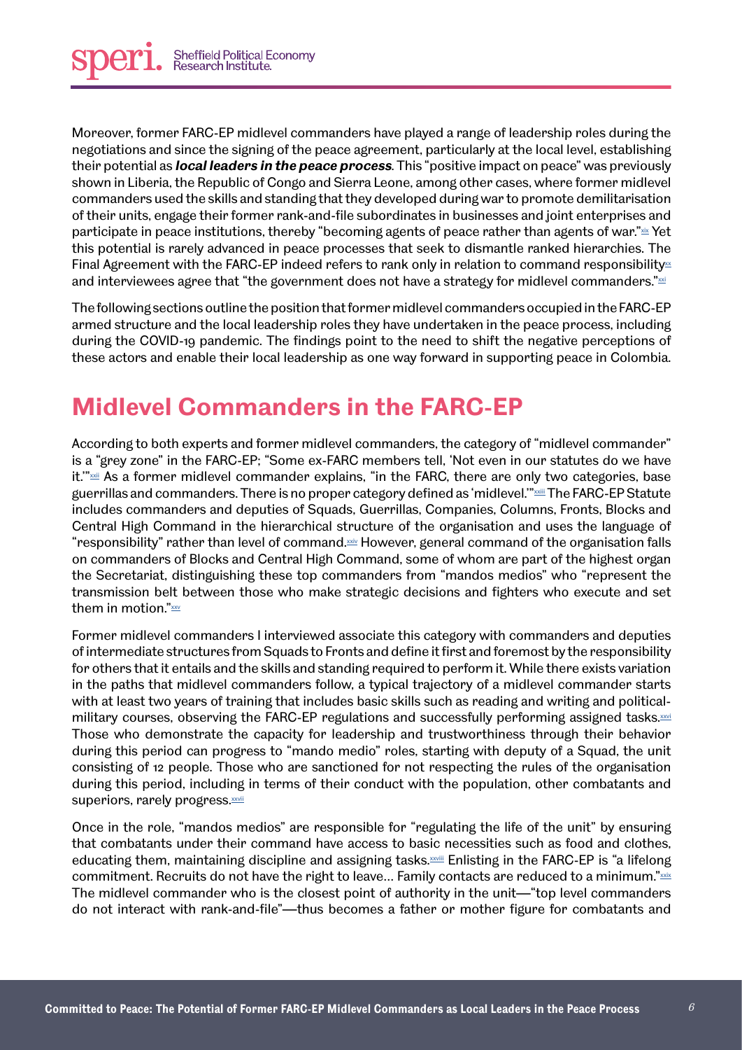Moreover, former FARC-EP midlevel commanders have played a range of leadership roles during the negotiations and since the signing of the peace agreement, particularly at the local level, establishing their potential as ***local leaders in the peace process***. This "positive impact on peace" was previously shown in Liberia, the Republic of Congo and Sierra Leone, among other cases, where former midlevel commanders used the skills and standing that they developed during war to promote demilitarisation of their units, engage their former rank-and-file subordinates in businesses and joint enterprises and participate in peace institutions, thereby "becoming agents of peace rather than agents of war."[xix] Yet this potential is rarely advanced in peace processes that seek to dismantle ranked hierarchies. The Final Agreement with the FARC-EP indeed refers to rank only in relation to command responsibility[xx] and interviewees agree that "the government does not have a strategy for midlevel commanders."[xxi]

The following sections outline the position that former midlevel commanders occupied in the FARC-EP armed structure and the local leadership roles they have undertaken in the peace process, including during the COVID-19 pandemic. The findings point to the need to shift the negative perceptions of these actors and enable their local leadership as one way forward in supporting peace in Colombia.

## Midlevel Commanders in the FARC-EP

According to both experts and former midlevel commanders, the category of "midlevel commander" is a "grey zone" in the FARC-EP; "Some ex-FARC members tell, 'Not even in our statutes do we have it.'"[xxii] As a former midlevel commander explains, "in the FARC, there are only two categories, base guerrillas and commanders. There is no proper category defined as 'midlevel.'"[xxiii] The FARC-EP Statute includes commanders and deputies of Squads, Guerrillas, Companies, Columns, Fronts, Blocks and Central High Command in the hierarchical structure of the organisation and uses the language of "responsibility" rather than level of command.[xxiv] However, general command of the organisation falls on commanders of Blocks and Central High Command, some of whom are part of the highest organ the Secretariat, distinguishing these top commanders from "mandos medios" who "represent the transmission belt between those who make strategic decisions and fighters who execute and set them in motion."[xxv]

Former midlevel commanders I interviewed associate this category with commanders and deputies of intermediate structures from Squads to Fronts and define it first and foremost by the responsibility for others that it entails and the skills and standing required to perform it. While there exists variation in the paths that midlevel commanders follow, a typical trajectory of a midlevel commander starts with at least two years of training that includes basic skills such as reading and writing and political-military courses, observing the FARC-EP regulations and successfully performing assigned tasks.[xxvi] Those who demonstrate the capacity for leadership and trustworthiness through their behavior during this period can progress to "mando medio" roles, starting with deputy of a Squad, the unit consisting of 12 people. Those who are sanctioned for not respecting the rules of the organisation during this period, including in terms of their conduct with the population, other combatants and superiors, rarely progress.[xxvii]

Once in the role, "mandos medios" are responsible for "regulating the life of the unit" by ensuring that combatants under their command have access to basic necessities such as food and clothes, educating them, maintaining discipline and assigning tasks.[xxviii] Enlisting in the FARC-EP is "a lifelong commitment. Recruits do not have the right to leave… Family contacts are reduced to a minimum."[xxix] The midlevel commander who is the closest point of authority in the unit—"top level commanders do not interact with rank-and-file"—thus becomes a father or mother figure for combatants and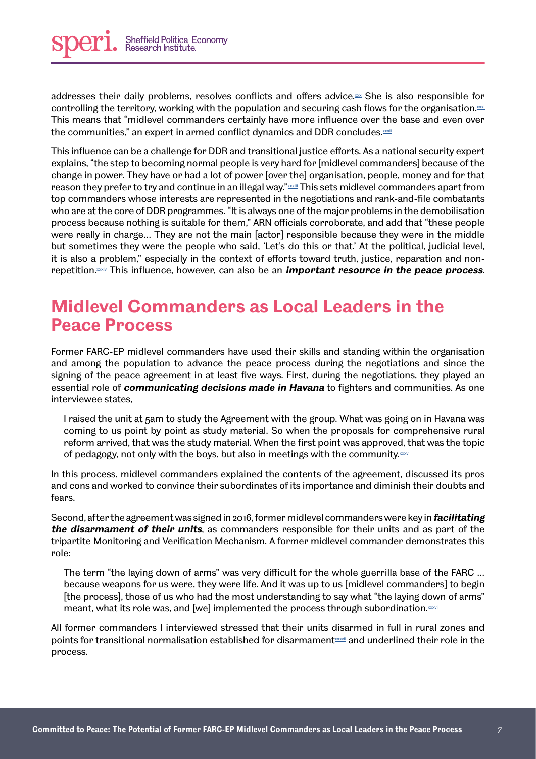addresses their daily problems, resolves conflicts and offers advice.[xxx] She is also responsible for controlling the territory, working with the population and securing cash flows for the organisation.[xxxi] This means that "midlevel commanders certainly have more influence over the base and even over the communities," an expert in armed conflict dynamics and DDR concludes.[xxxii]

This influence can be a challenge for DDR and transitional justice efforts. As a national security expert explains, "the step to becoming normal people is very hard for [midlevel commanders] because of the change in power. They have or had a lot of power [over the] organisation, people, money and for that reason they prefer to try and continue in an illegal way."[xxxiii] This sets midlevel commanders apart from top commanders whose interests are represented in the negotiations and rank-and-file combatants who are at the core of DDR programmes. "It is always one of the major problems in the demobilisation process because nothing is suitable for them," ARN officials corroborate, and add that "these people were really in charge… They are not the main [actor] responsible because they were in the middle but sometimes they were the people who said, 'Let's do this or that.' At the political, judicial level, it is also a problem," especially in the context of efforts toward truth, justice, reparation and non-repetition.[xxxiv] This influence, however, can also be an ***important resource in the peace process***.

## Midlevel Commanders as Local Leaders in the Peace Process

Former FARC-EP midlevel commanders have used their skills and standing within the organisation and among the population to advance the peace process during the negotiations and since the signing of the peace agreement in at least five ways. First, during the negotiations, they played an essential role of ***communicating decisions made in Havana*** to fighters and communities. As one interviewee states,

> I raised the unit at 5am to study the Agreement with the group. What was going on in Havana was coming to us point by point as study material. So when the proposals for comprehensive rural reform arrived, that was the study material. When the first point was approved, that was the topic of pedagogy, not only with the boys, but also in meetings with the community.[xxxv]

In this process, midlevel commanders explained the contents of the agreement, discussed its pros and cons and worked to convince their subordinates of its importance and diminish their doubts and fears.

Second, after the agreement was signed in 2016, former midlevel commanders were key in ***facilitating the disarmament of their units***, as commanders responsible for their units and as part of the tripartite Monitoring and Verification Mechanism. A former midlevel commander demonstrates this role:

> The term "the laying down of arms" was very difficult for the whole guerrilla base of the FARC … because weapons for us were, they were life. And it was up to us [midlevel commanders] to begin [the process], those of us who had the most understanding to say what "the laying down of arms" meant, what its role was, and [we] implemented the process through subordination.[xxxvi]

All former commanders I interviewed stressed that their units disarmed in full in rural zones and points for transitional normalisation established for disarmament[xxxvii] and underlined their role in the process.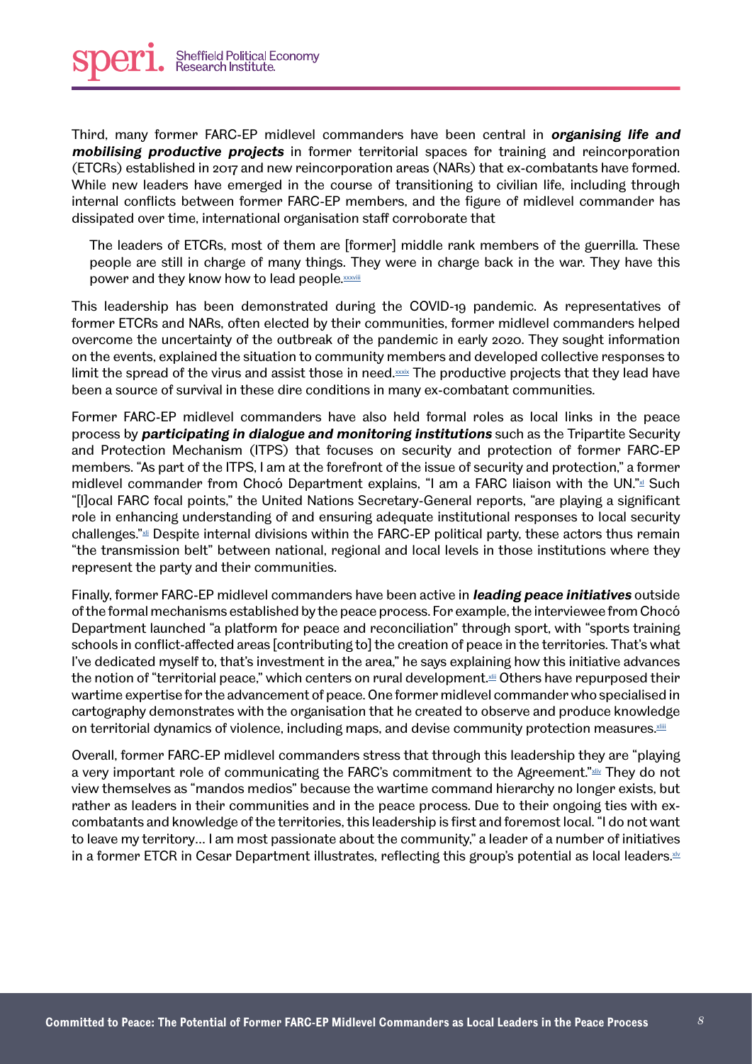Third, many former FARC-EP midlevel commanders have been central in ***organising life and mobilising productive projects*** in former territorial spaces for training and reincorporation (ETCRs) established in 2017 and new reincorporation areas (NARs) that ex-combatants have formed. While new leaders have emerged in the course of transitioning to civilian life, including through internal conflicts between former FARC-EP members, and the figure of midlevel commander has dissipated over time, international organisation staff corroborate that

> The leaders of ETCRs, most of them are [former] middle rank members of the guerrilla. These people are still in charge of many things. They were in charge back in the war. They have this power and they know how to lead people.[xxxviii]

This leadership has been demonstrated during the COVID-19 pandemic. As representatives of former ETCRs and NARs, often elected by their communities, former midlevel commanders helped overcome the uncertainty of the outbreak of the pandemic in early 2020. They sought information on the events, explained the situation to community members and developed collective responses to limit the spread of the virus and assist those in need.[xxxix] The productive projects that they lead have been a source of survival in these dire conditions in many ex-combatant communities.

Former FARC-EP midlevel commanders have also held formal roles as local links in the peace process by ***participating in dialogue and monitoring institutions*** such as the Tripartite Security and Protection Mechanism (ITPS) that focuses on security and protection of former FARC-EP members. "As part of the ITPS, I am at the forefront of the issue of security and protection," a former midlevel commander from Chocó Department explains, "I am a FARC liaison with the UN."[xl] Such "[l]ocal FARC focal points," the United Nations Secretary-General reports, "are playing a significant role in enhancing understanding of and ensuring adequate institutional responses to local security challenges."[xli] Despite internal divisions within the FARC-EP political party, these actors thus remain "the transmission belt" between national, regional and local levels in those institutions where they represent the party and their communities.

Finally, former FARC-EP midlevel commanders have been active in ***leading peace initiatives*** outside of the formal mechanisms established by the peace process. For example, the interviewee from Chocó Department launched "a platform for peace and reconciliation" through sport, with "sports training schools in conflict-affected areas [contributing to] the creation of peace in the territories. That's what I've dedicated myself to, that's investment in the area," he says explaining how this initiative advances the notion of "territorial peace," which centers on rural development.[xlii] Others have repurposed their wartime expertise for the advancement of peace. One former midlevel commander who specialised in cartography demonstrates with the organisation that he created to observe and produce knowledge on territorial dynamics of violence, including maps, and devise community protection measures.[xliii]

Overall, former FARC-EP midlevel commanders stress that through this leadership they are "playing a very important role of communicating the FARC's commitment to the Agreement."[xliv] They do not view themselves as "mandos medios" because the wartime command hierarchy no longer exists, but rather as leaders in their communities and in the peace process. Due to their ongoing ties with ex-combatants and knowledge of the territories, this leadership is first and foremost local. "I do not want to leave my territory… I am most passionate about the community," a leader of a number of initiatives in a former ETCR in Cesar Department illustrates, reflecting this group's potential as local leaders.[xlv]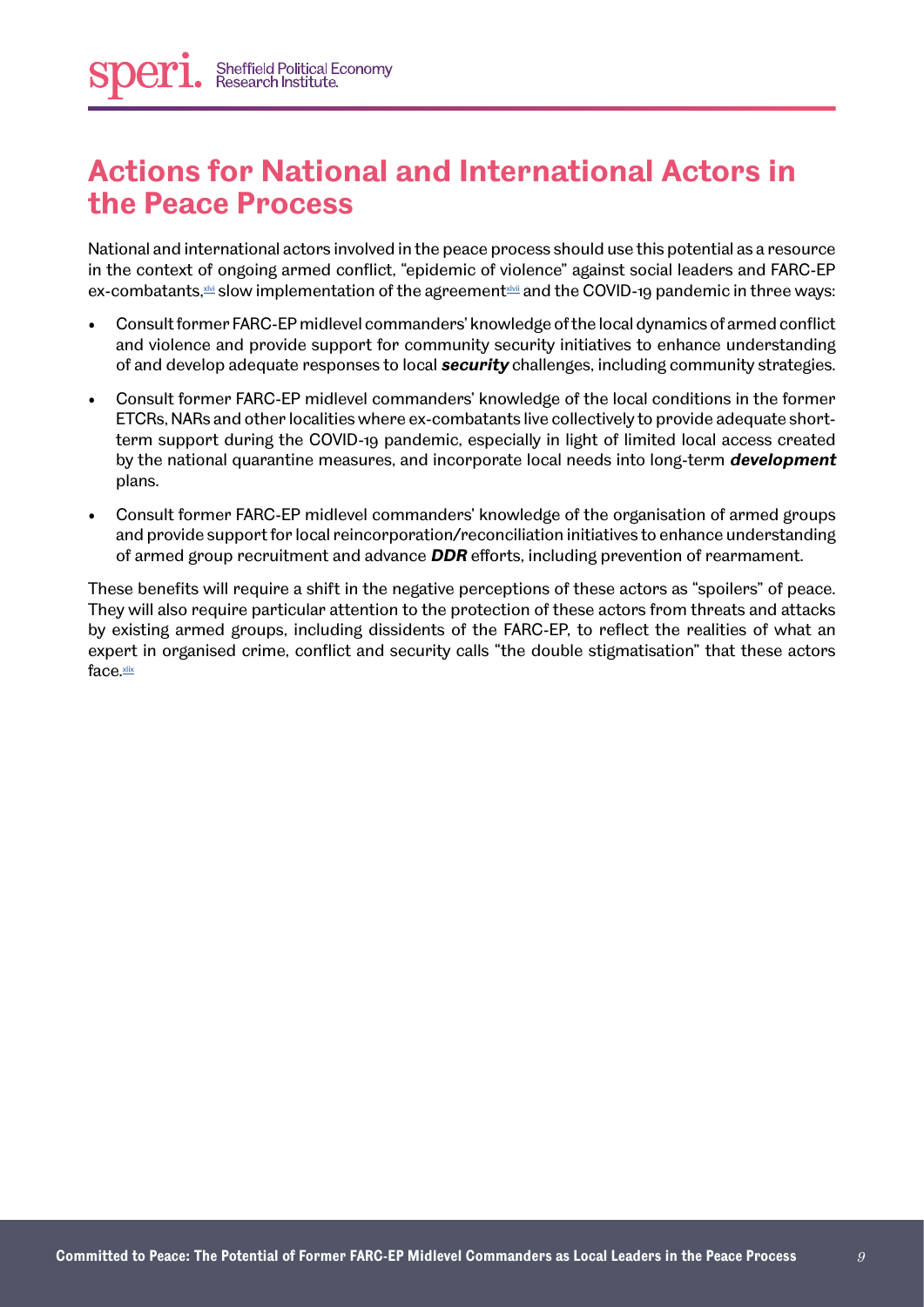# Actions for National and International Actors in the Peace Process

National and international actors involved in the peace process should use this potential as a resource in the context of ongoing armed conflict, "epidemic of violence" against social leaders and FARC-EP ex-combatants,[xlvi] slow implementation of the agreement[xlvii] and the COVID-19 pandemic in three ways:

- Consult former FARC-EP midlevel commanders' knowledge of the local dynamics of armed conflict and violence and provide support for community security initiatives to enhance understanding of and develop adequate responses to local ***security*** challenges, including community strategies.
- Consult former FARC-EP midlevel commanders' knowledge of the local conditions in the former ETCRs, NARs and other localities where ex-combatants live collectively to provide adequate short-term support during the COVID-19 pandemic, especially in light of limited local access created by the national quarantine measures, and incorporate local needs into long-term ***development*** plans.
- Consult former FARC-EP midlevel commanders' knowledge of the organisation of armed groups and provide support for local reincorporation/reconciliation initiatives to enhance understanding of armed group recruitment and advance ***DDR*** efforts, including prevention of rearmament.

These benefits will require a shift in the negative perceptions of these actors as "spoilers" of peace. They will also require particular attention to the protection of these actors from threats and attacks by existing armed groups, including dissidents of the FARC-EP, to reflect the realities of what an expert in organised crime, conflict and security calls "the double stigmatisation" that these actors face.[xlix]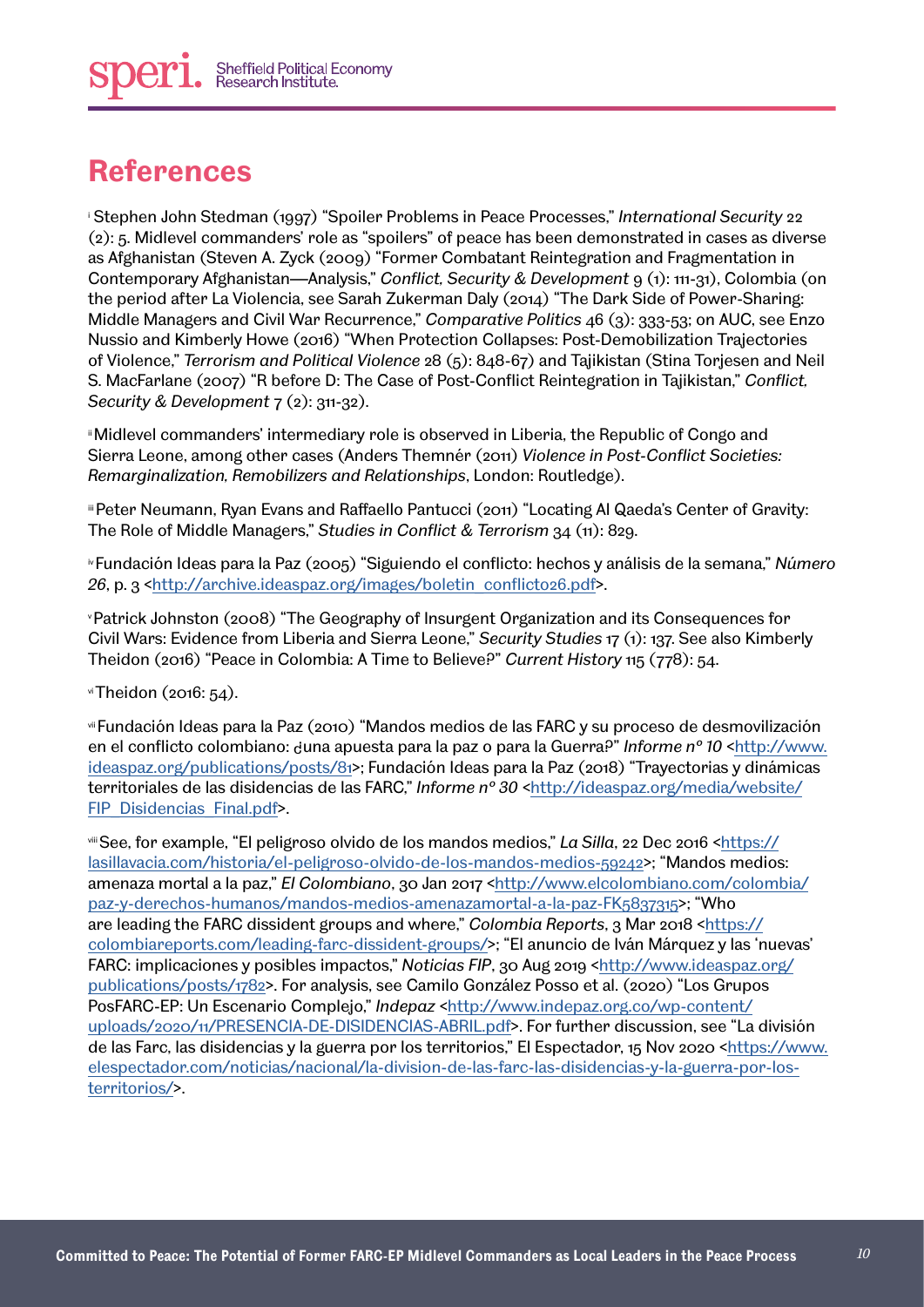## References

[i] Stephen John Stedman (1997) "Spoiler Problems in Peace Processes," *International Security* 22 (2): 5. Midlevel commanders' role as "spoilers" of peace has been demonstrated in cases as diverse as Afghanistan (Steven A. Zyck (2009) "Former Combatant Reintegration and Fragmentation in Contemporary Afghanistan—Analysis," *Conflict, Security & Development* 9 (1): 111-31), Colombia (on the period after La Violencia, see Sarah Zukerman Daly (2014) "The Dark Side of Power-Sharing: Middle Managers and Civil War Recurrence," *Comparative Politics* 46 (3): 333-53; on AUC, see Enzo Nussio and Kimberly Howe (2016) "When Protection Collapses: Post-Demobilization Trajectories of Violence," *Terrorism and Political Violence* 28 (5): 848-67) and Tajikistan (Stina Torjesen and Neil S. MacFarlane (2007) "R before D: The Case of Post-Conflict Reintegration in Tajikistan," *Conflict, Security & Development* 7 (2): 311-32).

[ii] Midlevel commanders' intermediary role is observed in Liberia, the Republic of Congo and Sierra Leone, among other cases (Anders Themnér (2011) *Violence in Post-Conflict Societies: Remarginalization, Remobilizers and Relationships*, London: Routledge).

[iii] Peter Neumann, Ryan Evans and Raffaello Pantucci (2011) "Locating Al Qaeda's Center of Gravity: The Role of Middle Managers," *Studies in Conflict & Terrorism* 34 (11): 829.

[iv] Fundación Ideas para la Paz (2005) "Siguiendo el conflicto: hechos y análisis de la semana," *Número 26*, p. 3 <http://archive.ideaspaz.org/images/boletin_conflicto26.pdf>.

[v] Patrick Johnston (2008) "The Geography of Insurgent Organization and its Consequences for Civil Wars: Evidence from Liberia and Sierra Leone," *Security Studies* 17 (1): 137. See also Kimberly Theidon (2016) "Peace in Colombia: A Time to Believe?" *Current History* 115 (778): 54.

[vi] Theidon (2016: 54).

[vii] Fundación Ideas para la Paz (2010) "Mandos medios de las FARC y su proceso de desmovilización en el conflicto colombiano: ¿una apuesta para la paz o para la Guerra?" *Informe nº 10* <http://www.ideaspaz.org/publications/posts/81>; Fundación Ideas para la Paz (2018) "Trayectorias y dinámicas territoriales de las disidencias de las FARC," *Informe nº 30* <http://ideaspaz.org/media/website/FIP_Disidencias_Final.pdf>.

[viii] See, for example, "El peligroso olvido de los mandos medios," *La Silla*, 22 Dec 2016 <https://lasillavacia.com/historia/el-peligroso-olvido-de-los-mandos-medios-59242>; "Mandos medios: amenaza mortal a la paz," *El Colombiano*, 30 Jan 2017 <http://www.elcolombiano.com/colombia/paz-y-derechos-humanos/mandos-medios-amenazamortal-a-la-paz-FK5837315>; "Who are leading the FARC dissident groups and where," *Colombia Reports*, 3 Mar 2018 <https://colombiareports.com/leading-farc-dissident-groups/>; "El anuncio de Iván Márquez y las 'nuevas' FARC: implicaciones y posibles impactos," *Noticias FIP*, 30 Aug 2019 <http://www.ideaspaz.org/publications/posts/1782>. For analysis, see Camilo González Posso et al. (2020) "Los Grupos PosFARC-EP: Un Escenario Complejo," *Indepaz* <http://www.indepaz.org.co/wp-content/uploads/2020/11/PRESENCIA-DE-DISIDENCIAS-ABRIL.pdf>. For further discussion, see "La división de las Farc, las disidencias y la guerra por los territorios," El Espectador, 15 Nov 2020 <https://www.elespectador.com/noticias/nacional/la-division-de-las-farc-las-disidencias-y-la-guerra-por-los-territorios/>.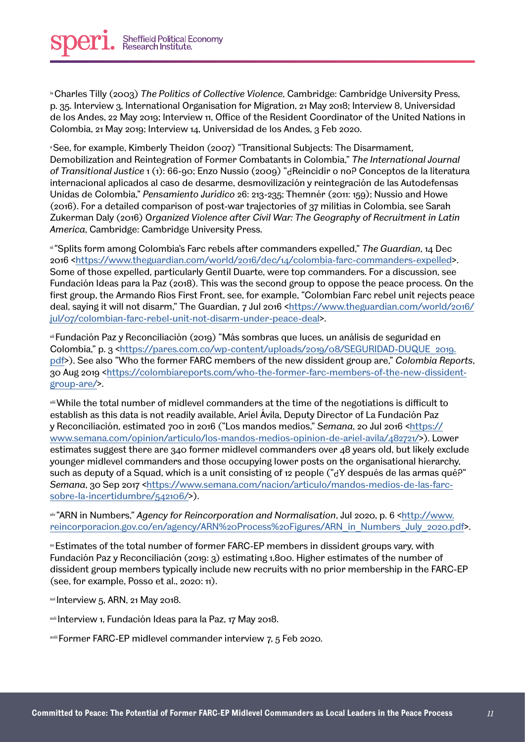[ix] Charles Tilly (2003) *The Politics of Collective Violence*, Cambridge: Cambridge University Press, p. 35. Interview 3, International Organisation for Migration, 21 May 2018; Interview 8, Universidad de los Andes, 22 May 2019; Interview 11, Office of the Resident Coordinator of the United Nations in Colombia, 21 May 2019; Interview 14, Universidad de los Andes, 3 Feb 2020.

[x] See, for example, Kimberly Theidon (2007) "Transitional Subjects: The Disarmament, Demobilization and Reintegration of Former Combatants in Colombia," *The International Journal of Transitional Justice* 1 (1): 66-90; Enzo Nussio (2009) "¿Reincidir o no? Conceptos de la literatura internacional aplicados al caso de desarme, desmovilización y reintegración de las Autodefensas Unidas de Colombia," *Pensamiento Jurídico* 26: 213-235; Themnér (2011: 159); Nussio and Howe (2016). For a detailed comparison of post-war trajectories of 37 militias in Colombia, see Sarah Zukerman Daly (2016) *Organized Violence after Civil War: The Geography of Recruitment in Latin America*, Cambridge: Cambridge University Press.

[xi] "Splits form among Colombia's Farc rebels after commanders expelled," *The Guardian*, 14 Dec 2016 <https://www.theguardian.com/world/2016/dec/14/colombia-farc-commanders-expelled>. Some of those expelled, particularly Gentil Duarte, were top commanders. For a discussion, see Fundación Ideas para la Paz (2018). This was the second group to oppose the peace process. On the first group, the Armando Rios First Front, see, for example, "Colombian Farc rebel unit rejects peace deal, saying it will not disarm," The Guardian, 7 Jul 2016 <https://www.theguardian.com/world/2016/jul/07/colombian-farc-rebel-unit-not-disarm-under-peace-deal>.

[xii] Fundación Paz y Reconciliación (2019) "Más sombras que luces, un análisis de seguridad en Colombia," p. 3 <https://pares.com.co/wp-content/uploads/2019/08/SEGURIDAD-DUQUE_2019.pdf>). See also "Who the former FARC members of the new dissident group are," *Colombia Reports*, 30 Aug 2019 <https://colombiareports.com/who-the-former-farc-members-of-the-new-dissident-group-are/>.

[xiii] While the total number of midlevel commanders at the time of the negotiations is difficult to establish as this data is not readily available, Ariel Ávila, Deputy Director of La Fundación Paz y Reconciliación, estimated 700 in 2016 ("Los mandos medios," *Semana*, 20 Jul 2016 <https://www.semana.com/opinion/articulo/los-mandos-medios-opinion-de-ariel-avila/482721/>). Lower estimates suggest there are 340 former midlevel commanders over 48 years old, but likely exclude younger midlevel commanders and those occupying lower posts on the organisational hierarchy, such as deputy of a Squad, which is a unit consisting of 12 people ("¿Y después de las armas qué?" *Semana*, 30 Sep 2017 <https://www.semana.com/nacion/articulo/mandos-medios-de-las-farc-sobre-la-incertidumbre/542106/>).

[xiv] "ARN in Numbers," *Agency for Reincorporation and Normalisation*, Jul 2020, p. 6 <http://www.reincorporacion.gov.co/en/agency/ARN%20Process%20Figures/ARN_in_Numbers_July_2020.pdf>.

[xv] Estimates of the total number of former FARC-EP members in dissident groups vary, with Fundación Paz y Reconciliación (2019: 3) estimating 1,800. Higher estimates of the number of dissident group members typically include new recruits with no prior membership in the FARC-EP (see, for example, Posso et al., 2020: 11).

[xvi] Interview 5, ARN, 21 May 2018.

[xvii] Interview 1, Fundación Ideas para la Paz, 17 May 2018.

[xviii] Former FARC-EP midlevel commander interview 7, 5 Feb 2020.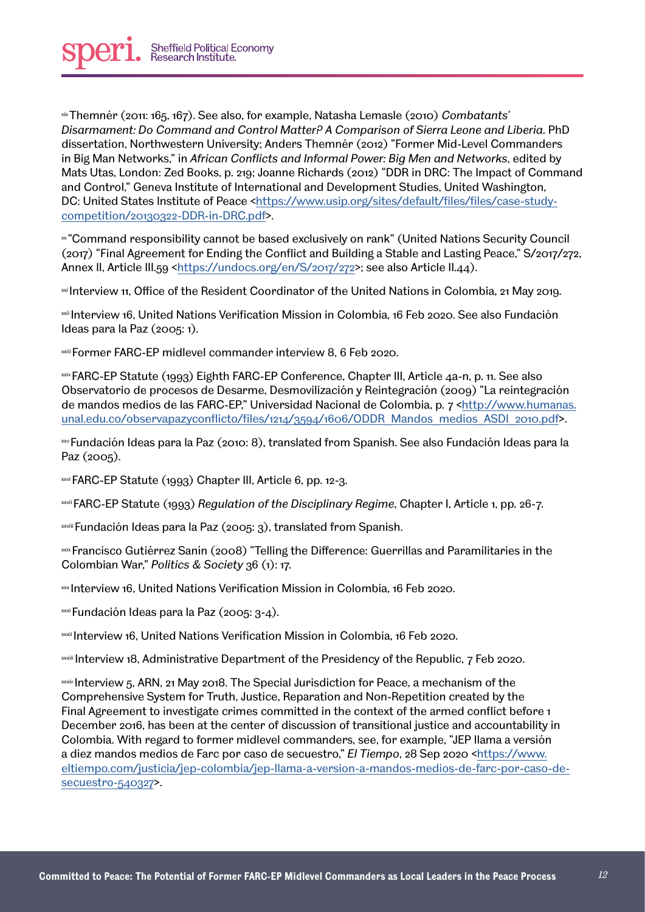[xix] Themnér (2011: 165, 167). See also, for example, Natasha Lemasle (2010) *Combatants' Disarmament: Do Command and Control Matter? A Comparison of Sierra Leone and Liberia*. PhD dissertation, Northwestern University; Anders Themnér (2012) "Former Mid-Level Commanders in Big Man Networks," in *African Conflicts and Informal Power: Big Men and Networks*, edited by Mats Utas, London: Zed Books, p. 219; Joanne Richards (2012) "DDR in DRC: The Impact of Command and Control," Geneva Institute of International and Development Studies, United Washington, DC: United States Institute of Peace <https://www.usip.org/sites/default/files/files/case-study-competition/20130322-DDR-in-DRC.pdf>.

[xx] "Command responsibility cannot be based exclusively on rank" (United Nations Security Council (2017) "Final Agreement for Ending the Conflict and Building a Stable and Lasting Peace," S/2017/272, Annex II, Article III.59 <https://undocs.org/en/S/2017/272>; see also Article II.44).

[xxi] Interview 11, Office of the Resident Coordinator of the United Nations in Colombia, 21 May 2019.

[xxii] Interview 16, United Nations Verification Mission in Colombia, 16 Feb 2020. See also Fundación Ideas para la Paz (2005: 1).

[xxiii] Former FARC-EP midlevel commander interview 8, 6 Feb 2020.

[xxiv] FARC-EP Statute (1993) Eighth FARC-EP Conference, Chapter III, Article 4a-n, p. 11. See also Observatorio de procesos de Desarme, Desmovilización y Reintegración (2009) "La reintegración de mandos medios de las FARC-EP," Universidad Nacional de Colombia, p. 7 <http://www.humanas.unal.edu.co/observapazyconflicto/files/1214/3594/1606/ODDR_Mandos_medios_ASDI_2010.pdf>.

[xxv] Fundación Ideas para la Paz (2010: 8), translated from Spanish. See also Fundación Ideas para la Paz (2005).

[xxvi] FARC-EP Statute (1993) Chapter III, Article 6, pp. 12-3.

[xxvii] FARC-EP Statute (1993) *Regulation of the Disciplinary Regime*, Chapter I, Article 1, pp. 26-7.

[xxviii] Fundación Ideas para la Paz (2005: 3), translated from Spanish.

[xxix] Francisco Gutiérrez Sanín (2008) "Telling the Difference: Guerrillas and Paramilitaries in the Colombian War," *Politics & Society* 36 (1): 17.

[xxx] Interview 16, United Nations Verification Mission in Colombia, 16 Feb 2020.

[xxxi] Fundación Ideas para la Paz (2005: 3-4).

[xxxii] Interview 16, United Nations Verification Mission in Colombia, 16 Feb 2020.

[xxxiii] Interview 18, Administrative Department of the Presidency of the Republic, 7 Feb 2020.

[xxxiv] Interview 5, ARN, 21 May 2018. The Special Jurisdiction for Peace, a mechanism of the Comprehensive System for Truth, Justice, Reparation and Non-Repetition created by the Final Agreement to investigate crimes committed in the context of the armed conflict before 1 December 2016, has been at the center of discussion of transitional justice and accountability in Colombia. With regard to former midlevel commanders, see, for example, "JEP llama a versión a diez mandos medios de Farc por caso de secuestro," *El Tiempo*, 28 Sep 2020 <https://www.eltiempo.com/justicia/jep-colombia/jep-llama-a-version-a-mandos-medios-de-farc-por-caso-de-secuestro-540327>.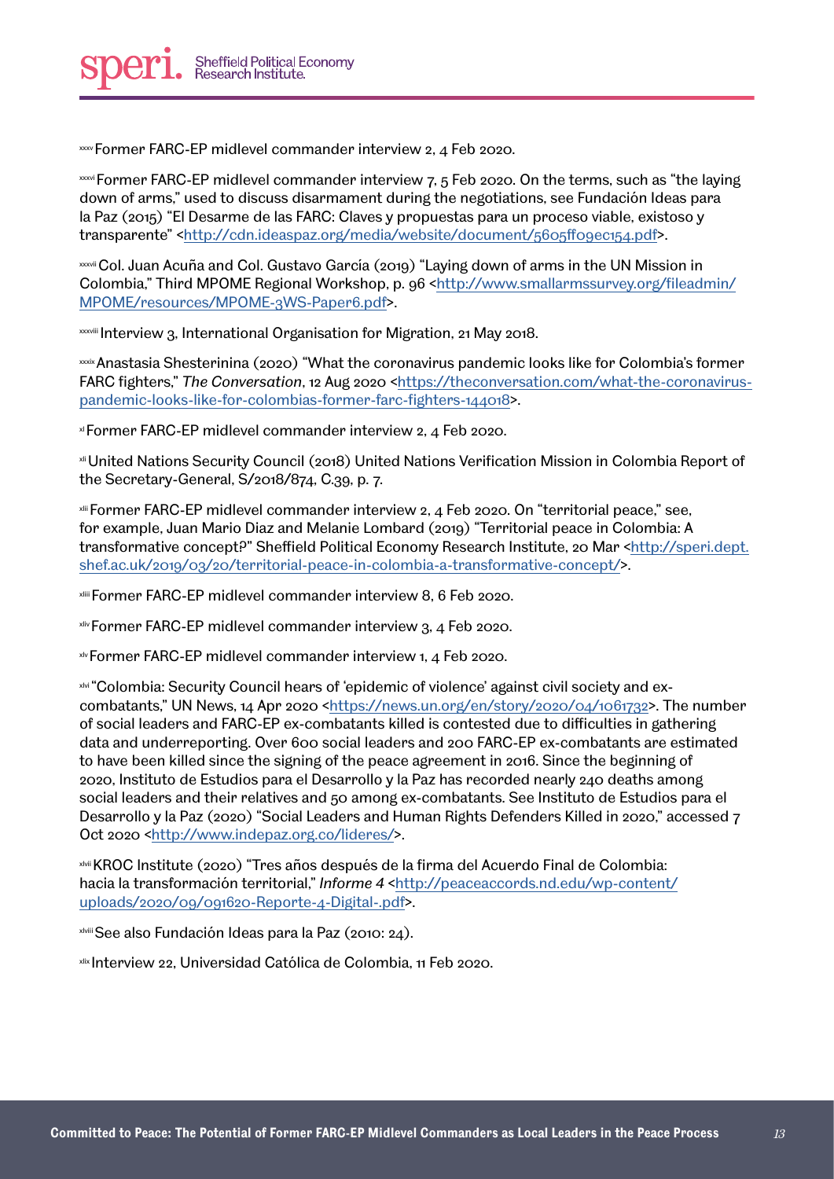[xxxv] Former FARC-EP midlevel commander interview 2, 4 Feb 2020.

[xxxvi] Former FARC-EP midlevel commander interview 7, 5 Feb 2020. On the terms, such as "the laying down of arms," used to discuss disarmament during the negotiations, see Fundación Ideas para la Paz (2015) "El Desarme de las FARC: Claves y propuestas para un proceso viable, existoso y transparente" <http://cdn.ideaspaz.org/media/website/document/5605ff09ec154.pdf>.

[xxxvii] Col. Juan Acuña and Col. Gustavo García (2019) "Laying down of arms in the UN Mission in Colombia," Third MPOME Regional Workshop, p. 96 <http://www.smallarmssurvey.org/fileadmin/MPOME/resources/MPOME-3WS-Paper6.pdf>.

[xxxviii] Interview 3, International Organisation for Migration, 21 May 2018.

[xxxix] Anastasia Shesterinina (2020) "What the coronavirus pandemic looks like for Colombia's former FARC fighters," *The Conversation*, 12 Aug 2020 <https://theconversation.com/what-the-coronavirus-pandemic-looks-like-for-colombias-former-farc-fighters-144018>.

[xl] Former FARC-EP midlevel commander interview 2, 4 Feb 2020.

[xli] United Nations Security Council (2018) United Nations Verification Mission in Colombia Report of the Secretary-General, S/2018/874, C.39, p. 7.

[xlii] Former FARC-EP midlevel commander interview 2, 4 Feb 2020. On "territorial peace," see, for example, Juan Mario Diaz and Melanie Lombard (2019) "Territorial peace in Colombia: A transformative concept?" Sheffield Political Economy Research Institute, 20 Mar <http://speri.dept.shef.ac.uk/2019/03/20/territorial-peace-in-colombia-a-transformative-concept/>.

[xliii] Former FARC-EP midlevel commander interview 8, 6 Feb 2020.

[xliv] Former FARC-EP midlevel commander interview 3, 4 Feb 2020.

[xlv] Former FARC-EP midlevel commander interview 1, 4 Feb 2020.

[xlvi] "Colombia: Security Council hears of 'epidemic of violence' against civil society and ex-combatants," UN News, 14 Apr 2020 <https://news.un.org/en/story/2020/04/1061732>. The number of social leaders and FARC-EP ex-combatants killed is contested due to difficulties in gathering data and underreporting. Over 600 social leaders and 200 FARC-EP ex-combatants are estimated to have been killed since the signing of the peace agreement in 2016. Since the beginning of 2020, Instituto de Estudios para el Desarrollo y la Paz has recorded nearly 240 deaths among social leaders and their relatives and 50 among ex-combatants. See Instituto de Estudios para el Desarrollo y la Paz (2020) "Social Leaders and Human Rights Defenders Killed in 2020," accessed 7 Oct 2020 <http://www.indepaz.org.co/lideres/>.

[xlvii] KROC Institute (2020) "Tres años después de la firma del Acuerdo Final de Colombia: hacia la transformación territorial," *Informe 4* <http://peaceaccords.nd.edu/wp-content/uploads/2020/09/091620-Reporte-4-Digital-.pdf>.

[xlviii] See also Fundación Ideas para la Paz (2010: 24).

[xlix] Interview 22, Universidad Católica de Colombia, 11 Feb 2020.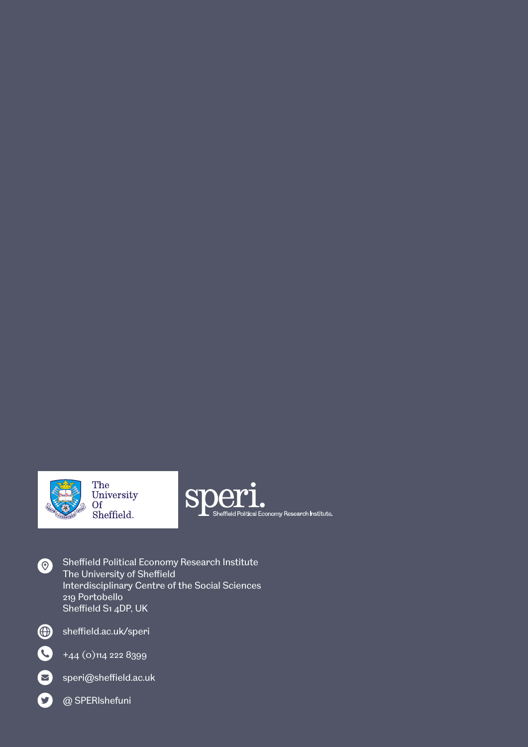The University Of Sheffield.

speri. Sheffield Political Economy Research Institute.

Sheffield Political Economy Research Institute
The University of Sheffield
Interdisciplinary Centre of the Social Sciences
219 Portobello
Sheffield S1 4DP, UK

sheffield.ac.uk/speri

+44 (0)114 222 8399

speri@sheffield.ac.uk

@ SPERIshefuni